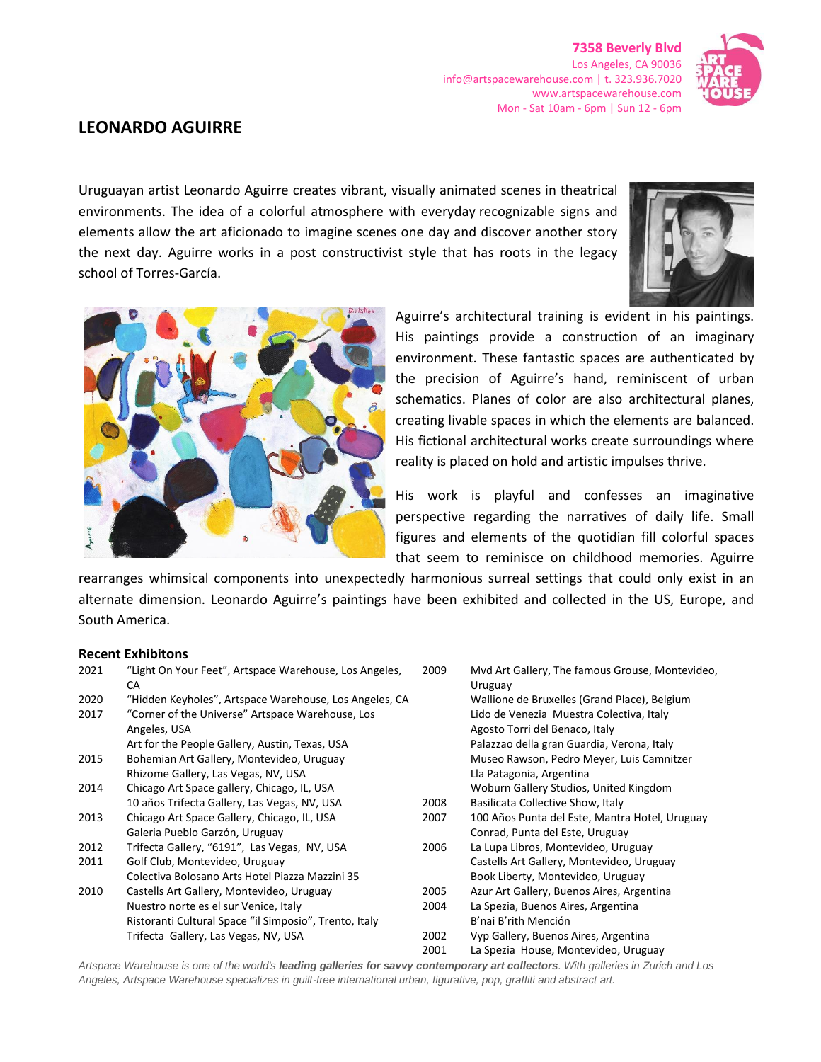7358 Beverly Blvd
Los Angeles, CA 90036
info@artspacewarehouse.com | t. 323.936.7020
www.artspacewarehouse.com
Mon - Sat 10am - 6pm | Sun 12 - 6pm

# LEONARDO AGUIRRE

Uruguayan artist Leonardo Aguirre creates vibrant, visually animated scenes in theatrical environments. The idea of a colorful atmosphere with everyday recognizable signs and elements allow the art aficionado to imagine scenes one day and discover another story the next day. Aguirre works in a post constructivist style that has roots in the legacy school of Torres-García.

Aguirre's architectural training is evident in his paintings. His paintings provide a construction of an imaginary environment. These fantastic spaces are authenticated by the precision of Aguirre's hand, reminiscent of urban schematics. Planes of color are also architectural planes, creating livable spaces in which the elements are balanced. His fictional architectural works create surroundings where reality is placed on hold and artistic impulses thrive.

His work is playful and confesses an imaginative perspective regarding the narratives of daily life. Small figures and elements of the quotidian fill colorful spaces that seem to reminisce on childhood memories. Aguirre rearranges whimsical components into unexpectedly harmonious surreal settings that could only exist in an alternate dimension. Leonardo Aguirre's paintings have been exhibited and collected in the US, Europe, and South America.

## Recent Exhibitons

| | |
|---|---|
| 2021 | "Light On Your Feet", Artspace Warehouse, Los Angeles, CA |
| 2020 | "Hidden Keyholes", Artspace Warehouse, Los Angeles, CA |
| 2017 | "Corner of the Universe" Artspace Warehouse, Los Angeles, USA |
| | Art for the People Gallery, Austin, Texas, USA |
| 2015 | Bohemian Art Gallery, Montevideo, Uruguay |
| | Rhizome Gallery, Las Vegas, NV, USA |
| 2014 | Chicago Art Space gallery, Chicago, IL, USA |
| | 10 años Trifecta Gallery, Las Vegas, NV, USA |
| 2013 | Chicago Art Space Gallery, Chicago, IL, USA |
| | Galeria Pueblo Garzón, Uruguay |
| 2012 | Trifecta Gallery, "6191", Las Vegas, NV, USA |
| 2011 | Golf Club, Montevideo, Uruguay |
| | Colectiva Bolosano Arts Hotel Piazza Mazzini 35 |
| 2010 | Castells Art Gallery, Montevideo, Uruguay |
| | Nuestro norte es el sur Venice, Italy |
| | Ristoranti Cultural Space "il Simposio", Trento, Italy |
| | Trifecta Gallery, Las Vegas, NV, USA |
| 2009 | Mvd Art Gallery, The famous Grouse, Montevideo, Uruguay |
| | Wallione de Bruxelles (Grand Place), Belgium |
| | Lido de Venezia Muestra Colectiva, Italy |
| | Agosto Torri del Benaco, Italy |
| | Palazzao della gran Guardia, Verona, Italy |
| | Museo Rawson, Pedro Meyer, Luis Camnitzer |
| | Lla Patagonia, Argentina |
| | Woburn Gallery Studios, United Kingdom |
| 2008 | Basilicata Collective Show, Italy |
| 2007 | 100 Años Punta del Este, Mantra Hotel, Uruguay |
| | Conrad, Punta del Este, Uruguay |
| 2006 | La Lupa Libros, Montevideo, Uruguay |
| | Castells Art Gallery, Montevideo, Uruguay |
| | Book Liberty, Montevideo, Uruguay |
| 2005 | Azur Art Gallery, Buenos Aires, Argentina |
| 2004 | La Spezia, Buenos Aires, Argentina |
| | B'nai B'rith Mención |
| 2002 | Vyp Gallery, Buenos Aires, Argentina |
| 2001 | La Spezia House, Montevideo, Uruguay |

*Artspace Warehouse is one of the world's **leading galleries for savvy contemporary art collectors**. With galleries in Zurich and Los Angeles, Artspace Warehouse specializes in guilt-free international urban, figurative, pop, graffiti and abstract art.*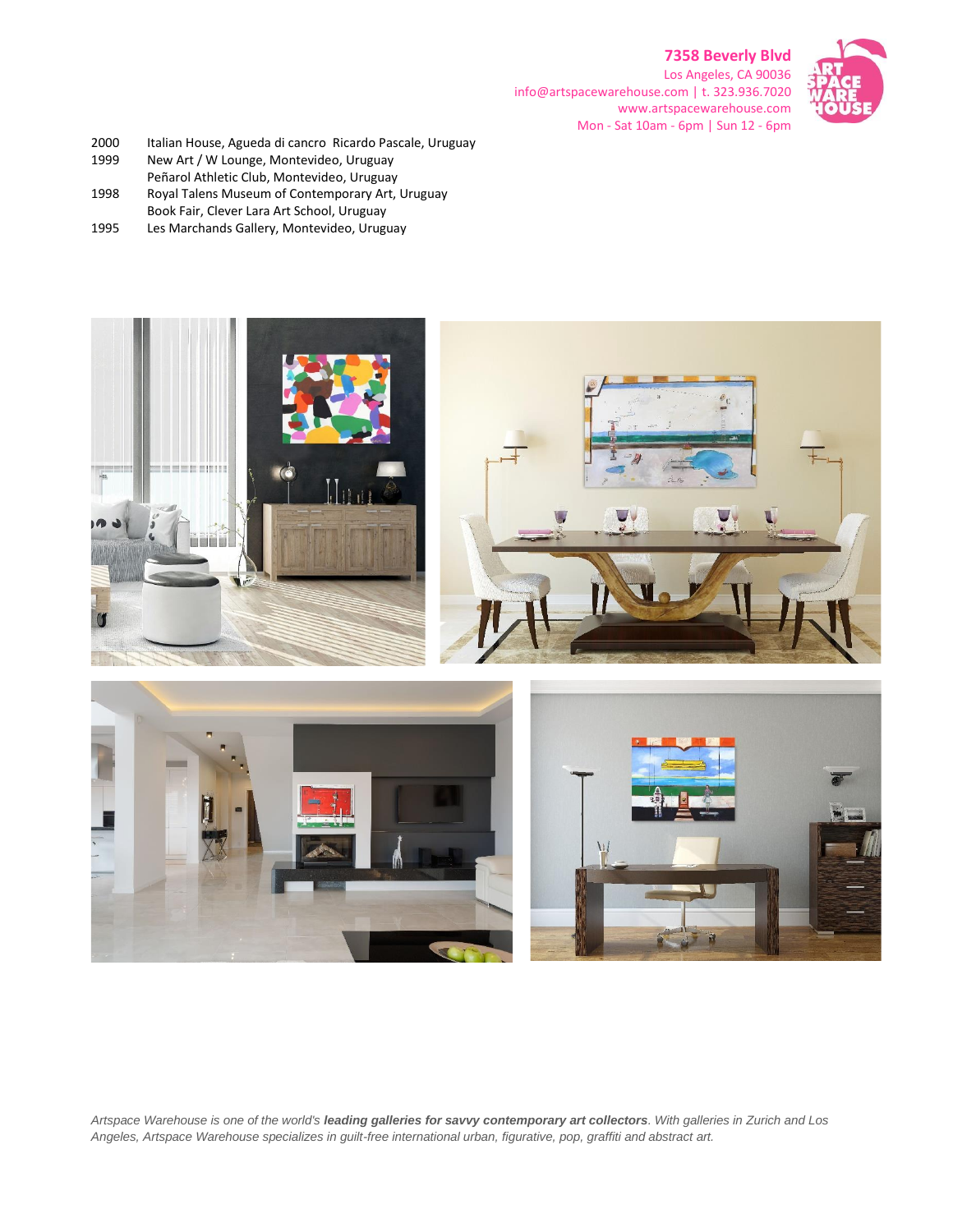2000 Italian House, Agueda di cancro Ricardo Pascale, Uruguay
1999 New Art / W Lounge, Montevideo, Uruguay
Peñarol Athletic Club, Montevideo, Uruguay
1998 Royal Talens Museum of Contemporary Art, Uruguay
Book Fair, Clever Lara Art School, Uruguay
1995 Les Marchands Gallery, Montevideo, Uruguay

*Artspace Warehouse is one of the world's **leading galleries for savvy contemporary art collectors**. With galleries in Zurich and Los Angeles, Artspace Warehouse specializes in guilt-free international urban, figurative, pop, graffiti and abstract art.*